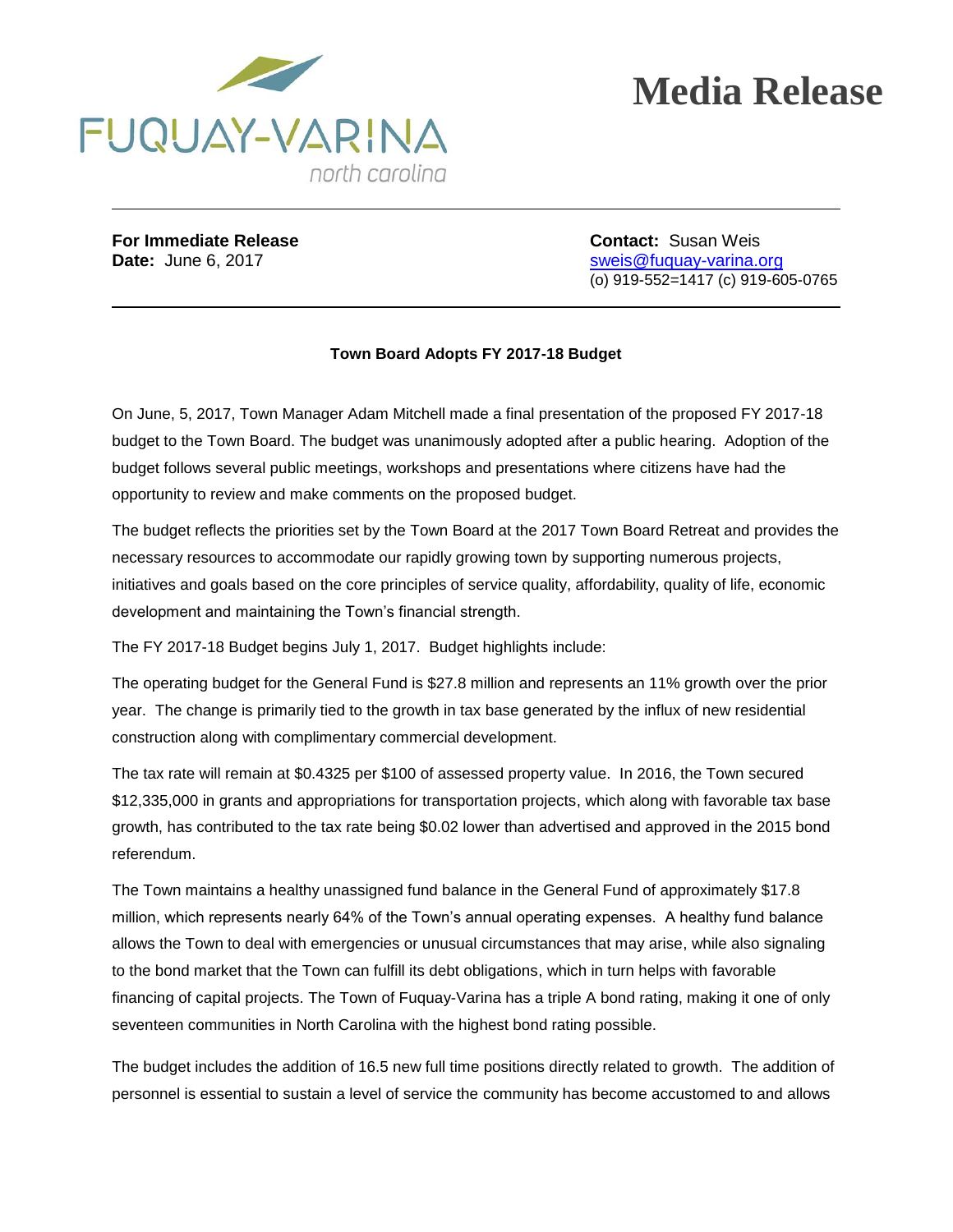# Media Release

FUQUAY-VARINA
north carolina

---

**For Immediate Release**
**Date:** June 6, 2017

**Contact:** Susan Weis
sweis@fuquay-varina.org
(o) 919-552=1417 (c) 919-605-0765

---

**Town Board Adopts FY 2017-18 Budget**

On June, 5, 2017, Town Manager Adam Mitchell made a final presentation of the proposed FY 2017-18 budget to the Town Board. The budget was unanimously adopted after a public hearing. Adoption of the budget follows several public meetings, workshops and presentations where citizens have had the opportunity to review and make comments on the proposed budget.

The budget reflects the priorities set by the Town Board at the 2017 Town Board Retreat and provides the necessary resources to accommodate our rapidly growing town by supporting numerous projects, initiatives and goals based on the core principles of service quality, affordability, quality of life, economic development and maintaining the Town's financial strength.

The FY 2017-18 Budget begins July 1, 2017. Budget highlights include:

The operating budget for the General Fund is $27.8 million and represents an 11% growth over the prior year. The change is primarily tied to the growth in tax base generated by the influx of new residential construction along with complimentary commercial development.

The tax rate will remain at $0.4325 per $100 of assessed property value. In 2016, the Town secured $12,335,000 in grants and appropriations for transportation projects, which along with favorable tax base growth, has contributed to the tax rate being $0.02 lower than advertised and approved in the 2015 bond referendum.

The Town maintains a healthy unassigned fund balance in the General Fund of approximately $17.8 million, which represents nearly 64% of the Town's annual operating expenses. A healthy fund balance allows the Town to deal with emergencies or unusual circumstances that may arise, while also signaling to the bond market that the Town can fulfill its debt obligations, which in turn helps with favorable financing of capital projects. The Town of Fuquay-Varina has a triple A bond rating, making it one of only seventeen communities in North Carolina with the highest bond rating possible.

The budget includes the addition of 16.5 new full time positions directly related to growth. The addition of personnel is essential to sustain a level of service the community has become accustomed to and allows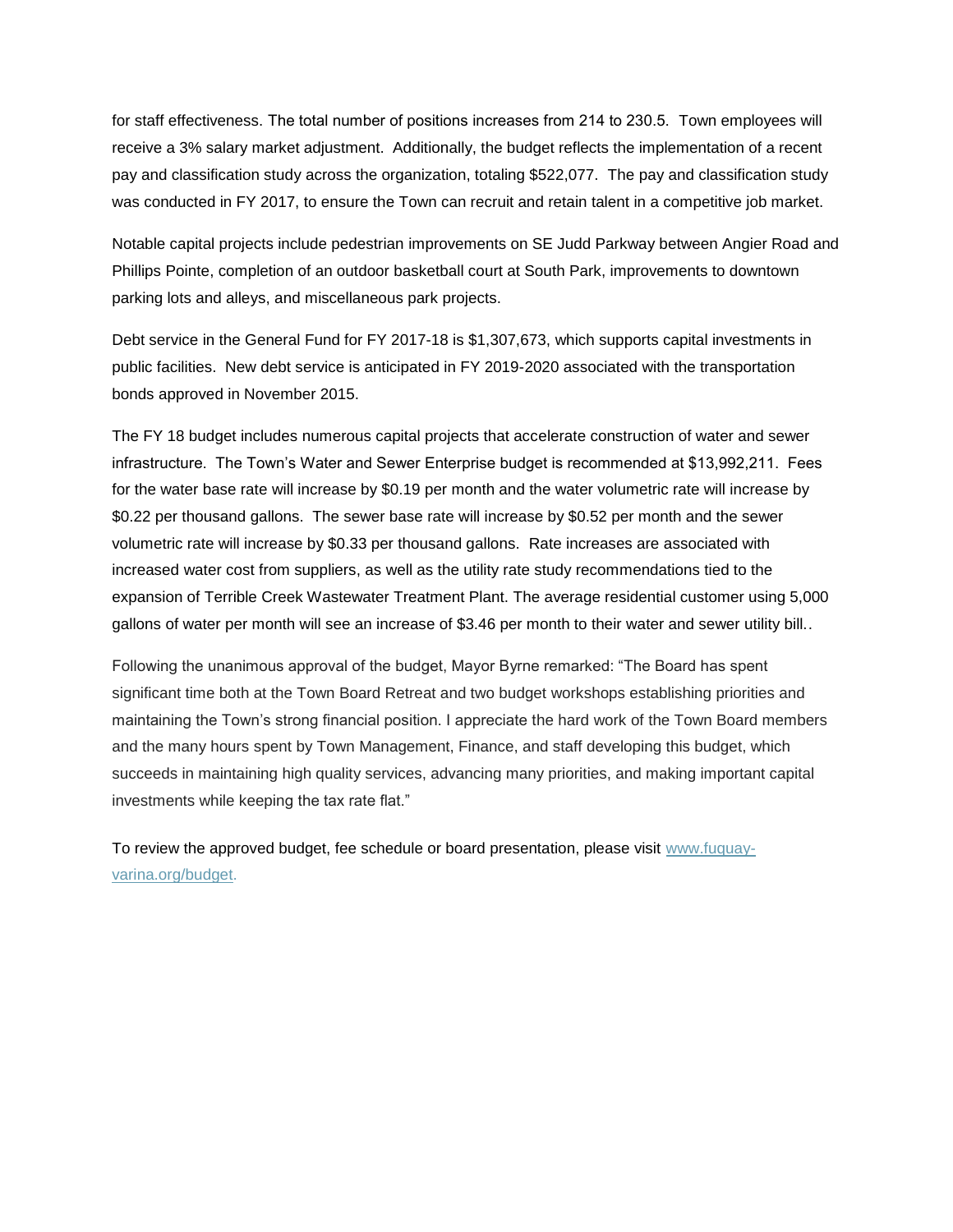for staff effectiveness. The total number of positions increases from 214 to 230.5. Town employees will receive a 3% salary market adjustment. Additionally, the budget reflects the implementation of a recent pay and classification study across the organization, totaling $522,077. The pay and classification study was conducted in FY 2017, to ensure the Town can recruit and retain talent in a competitive job market.

Notable capital projects include pedestrian improvements on SE Judd Parkway between Angier Road and Phillips Pointe, completion of an outdoor basketball court at South Park, improvements to downtown parking lots and alleys, and miscellaneous park projects.

Debt service in the General Fund for FY 2017-18 is $1,307,673, which supports capital investments in public facilities. New debt service is anticipated in FY 2019-2020 associated with the transportation bonds approved in November 2015.

The FY 18 budget includes numerous capital projects that accelerate construction of water and sewer infrastructure. The Town's Water and Sewer Enterprise budget is recommended at $13,992,211. Fees for the water base rate will increase by $0.19 per month and the water volumetric rate will increase by $0.22 per thousand gallons. The sewer base rate will increase by $0.52 per month and the sewer volumetric rate will increase by $0.33 per thousand gallons. Rate increases are associated with increased water cost from suppliers, as well as the utility rate study recommendations tied to the expansion of Terrible Creek Wastewater Treatment Plant. The average residential customer using 5,000 gallons of water per month will see an increase of $3.46 per month to their water and sewer utility bill..

Following the unanimous approval of the budget, Mayor Byrne remarked: "The Board has spent significant time both at the Town Board Retreat and two budget workshops establishing priorities and maintaining the Town's strong financial position. I appreciate the hard work of the Town Board members and the many hours spent by Town Management, Finance, and staff developing this budget, which succeeds in maintaining high quality services, advancing many priorities, and making important capital investments while keeping the tax rate flat."

To review the approved budget, fee schedule or board presentation, please visit [www.fuquay-varina.org/budget](http://www.fuquay-varina.org/budget).